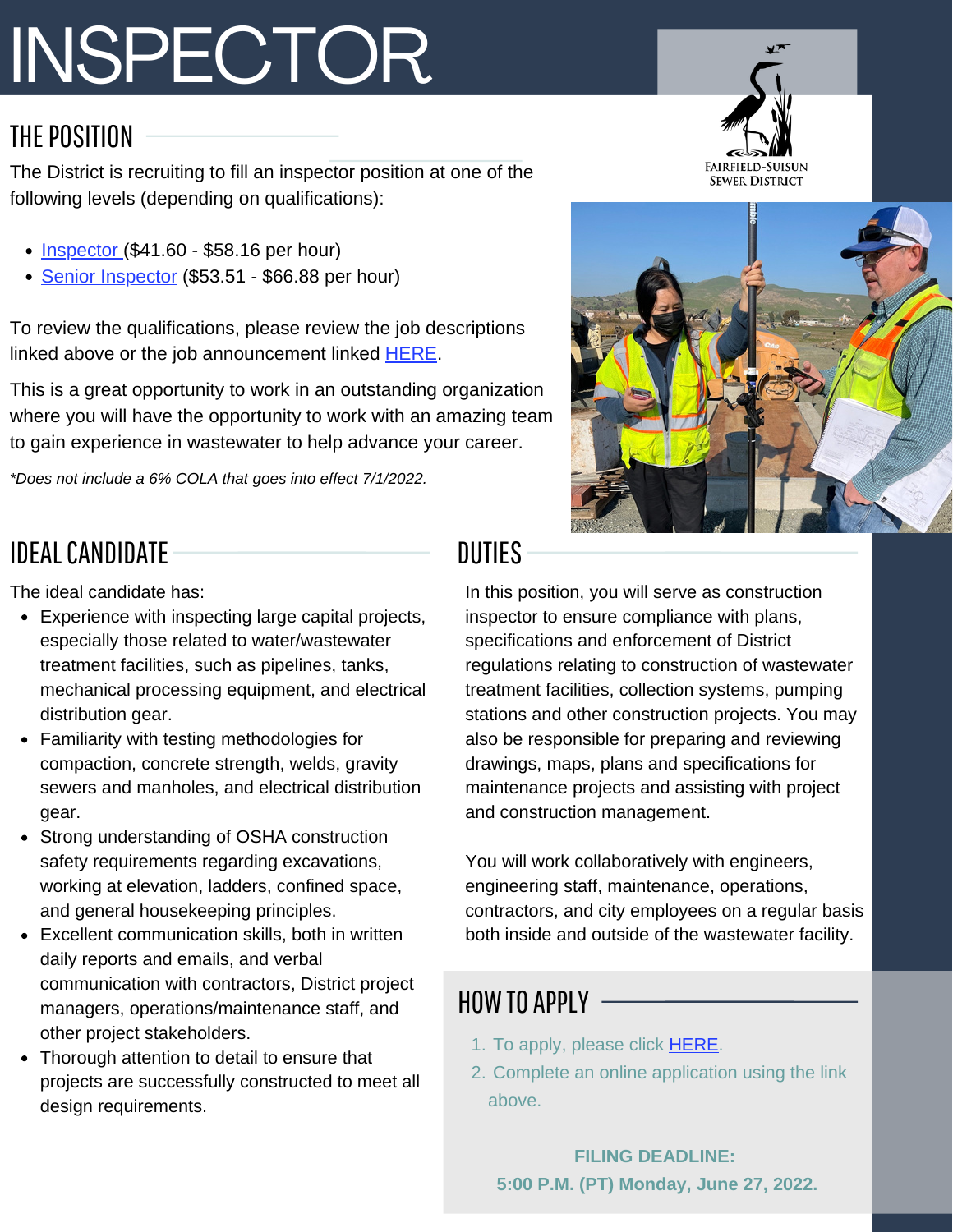# INSPECTOR

FAIRFIELD-SUISUN SEWER DISTRICT

## THE POSITION

The District is recruiting to fill an inspector position at one of the following levels (depending on qualifications):

- Inspector ($41.60 - $58.16 per hour)
- Senior Inspector ($53.51 - $66.88 per hour)

To review the qualifications, please review the job descriptions linked above or the job announcement linked HERE.

This is a great opportunity to work in an outstanding organization where you will have the opportunity to work with an amazing team to gain experience in wastewater to help advance your career.

*\*Does not include a 6% COLA that goes into effect 7/1/2022.*

## IDEAL CANDIDATE

The ideal candidate has:

- Experience with inspecting large capital projects, especially those related to water/wastewater treatment facilities, such as pipelines, tanks, mechanical processing equipment, and electrical distribution gear.
- Familiarity with testing methodologies for compaction, concrete strength, welds, gravity sewers and manholes, and electrical distribution gear.
- Strong understanding of OSHA construction safety requirements regarding excavations, working at elevation, ladders, confined space, and general housekeeping principles.
- Excellent communication skills, both in written daily reports and emails, and verbal communication with contractors, District project managers, operations/maintenance staff, and other project stakeholders.
- Thorough attention to detail to ensure that projects are successfully constructed to meet all design requirements.

## DUTIES

In this position, you will serve as construction inspector to ensure compliance with plans, specifications and enforcement of District regulations relating to construction of wastewater treatment facilities, collection systems, pumping stations and other construction projects. You may also be responsible for preparing and reviewing drawings, maps, plans and specifications for maintenance projects and assisting with project and construction management.

You will work collaboratively with engineers, engineering staff, maintenance, operations, contractors, and city employees on a regular basis both inside and outside of the wastewater facility.

## HOW TO APPLY

1. To apply, please click HERE.
2. Complete an online application using the link above.

**FILING DEADLINE:**
**5:00 P.M. (PT) Monday, June 27, 2022.**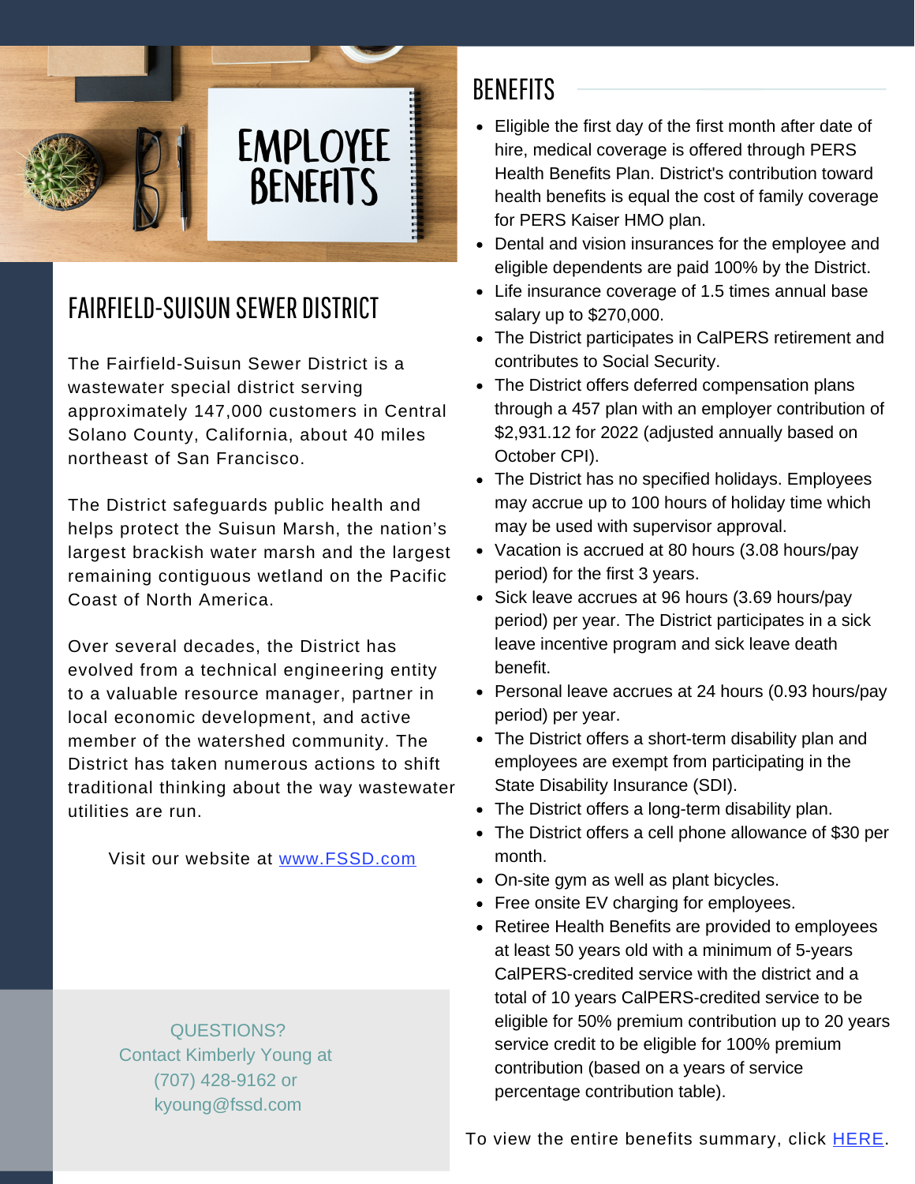# EMPLOYEE BENEFITS

## FAIRFIELD-SUISUN SEWER DISTRICT

The Fairfield-Suisun Sewer District is a wastewater special district serving approximately 147,000 customers in Central Solano County, California, about 40 miles northeast of San Francisco.

The District safeguards public health and helps protect the Suisun Marsh, the nation's largest brackish water marsh and the largest remaining contiguous wetland on the Pacific Coast of North America.

Over several decades, the District has evolved from a technical engineering entity to a valuable resource manager, partner in local economic development, and active member of the watershed community. The District has taken numerous actions to shift traditional thinking about the way wastewater utilities are run.

Visit our website at [www.FSSD.com](http://www.FSSD.com)

QUESTIONS?
Contact Kimberly Young at
(707) 428-9162 or
kyoung@fssd.com

## BENEFITS

- Eligible the first day of the first month after date of hire, medical coverage is offered through PERS Health Benefits Plan. District's contribution toward health benefits is equal the cost of family coverage for PERS Kaiser HMO plan.
- Dental and vision insurances for the employee and eligible dependents are paid 100% by the District.
- Life insurance coverage of 1.5 times annual base salary up to $270,000.
- The District participates in CalPERS retirement and contributes to Social Security.
- The District offers deferred compensation plans through a 457 plan with an employer contribution of $2,931.12 for 2022 (adjusted annually based on October CPI).
- The District has no specified holidays. Employees may accrue up to 100 hours of holiday time which may be used with supervisor approval.
- Vacation is accrued at 80 hours (3.08 hours/pay period) for the first 3 years.
- Sick leave accrues at 96 hours (3.69 hours/pay period) per year. The District participates in a sick leave incentive program and sick leave death benefit.
- Personal leave accrues at 24 hours (0.93 hours/pay period) per year.
- The District offers a short-term disability plan and employees are exempt from participating in the State Disability Insurance (SDI).
- The District offers a long-term disability plan.
- The District offers a cell phone allowance of $30 per month.
- On-site gym as well as plant bicycles.
- Free onsite EV charging for employees.
- Retiree Health Benefits are provided to employees at least 50 years old with a minimum of 5-years CalPERS-credited service with the district and a total of 10 years CalPERS-credited service to be eligible for 50% premium contribution up to 20 years service credit to be eligible for 100% premium contribution (based on a years of service percentage contribution table).

To view the entire benefits summary, click HERE.